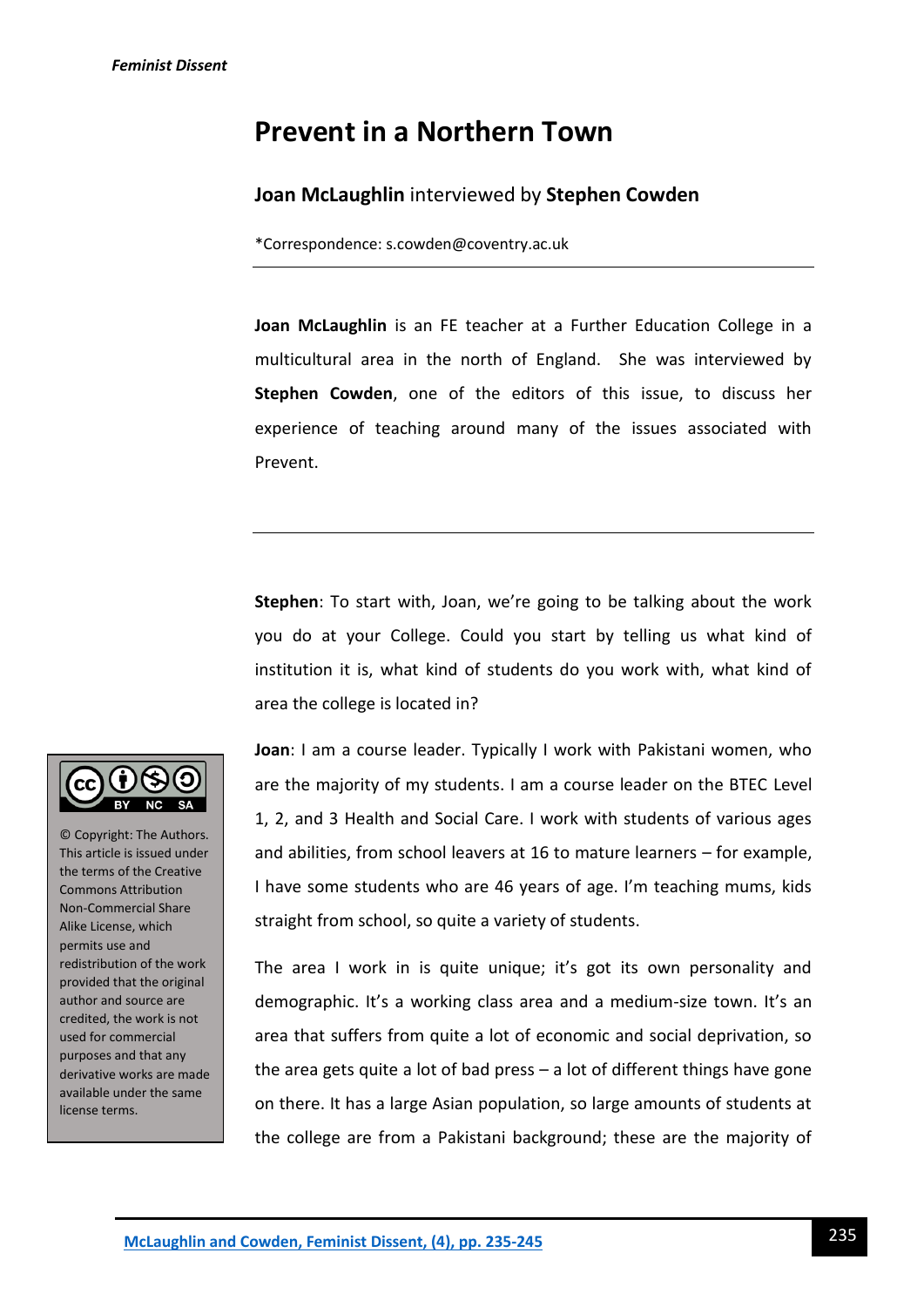# Prevent in a Northern Town

**Joan McLaughlin** interviewed by **Stephen Cowden**

*Correspondence: s.cowden@coventry.ac.uk

---

**Joan McLaughlin** is an FE teacher at a Further Education College in a multicultural area in the north of England. She was interviewed by **Stephen Cowden**, one of the editors of this issue, to discuss her experience of teaching around many of the issues associated with Prevent.

---

© Copyright: The Authors. This article is issued under the terms of the Creative Commons Attribution Non-Commercial Share Alike License, which permits use and redistribution of the work provided that the original author and source are credited, the work is not used for commercial purposes and that any derivative works are made available under the same license terms.

**Stephen**: To start with, Joan, we're going to be talking about the work you do at your College. Could you start by telling us what kind of institution it is, what kind of students do you work with, what kind of area the college is located in?

**Joan**: I am a course leader. Typically I work with Pakistani women, who are the majority of my students. I am a course leader on the BTEC Level 1, 2, and 3 Health and Social Care. I work with students of various ages and abilities, from school leavers at 16 to mature learners – for example, I have some students who are 46 years of age. I'm teaching mums, kids straight from school, so quite a variety of students.

The area I work in is quite unique; it's got its own personality and demographic. It's a working class area and a medium-size town. It's an area that suffers from quite a lot of economic and social deprivation, so the area gets quite a lot of bad press – a lot of different things have gone on there. It has a large Asian population, so large amounts of students at the college are from a Pakistani background; these are the majority of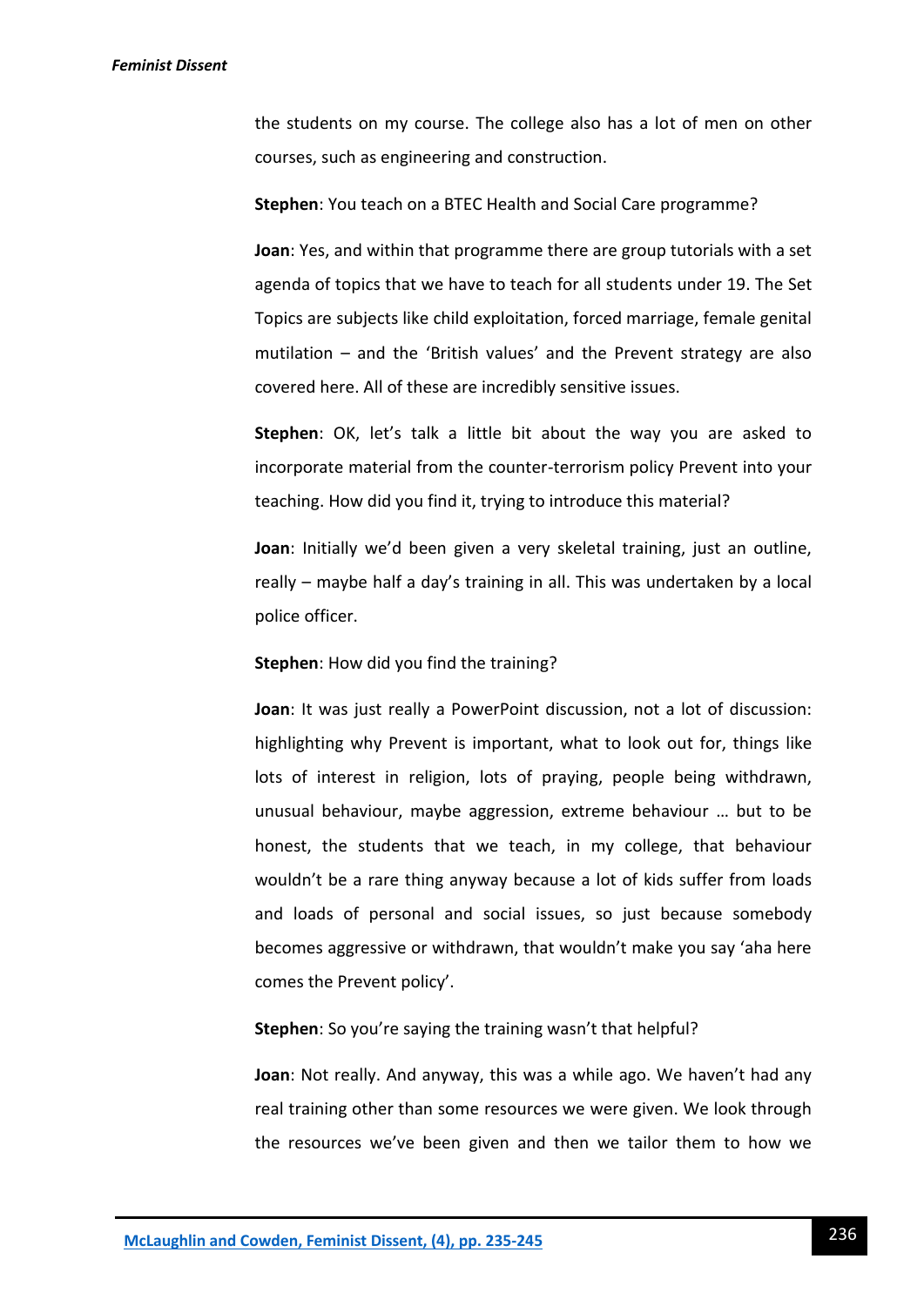the students on my course. The college also has a lot of men on other courses, such as engineering and construction.

**Stephen**: You teach on a BTEC Health and Social Care programme?

**Joan**: Yes, and within that programme there are group tutorials with a set agenda of topics that we have to teach for all students under 19. The Set Topics are subjects like child exploitation, forced marriage, female genital mutilation – and the 'British values' and the Prevent strategy are also covered here. All of these are incredibly sensitive issues.

**Stephen**: OK, let's talk a little bit about the way you are asked to incorporate material from the counter-terrorism policy Prevent into your teaching. How did you find it, trying to introduce this material?

**Joan**: Initially we'd been given a very skeletal training, just an outline, really – maybe half a day's training in all. This was undertaken by a local police officer.

**Stephen**: How did you find the training?

**Joan**: It was just really a PowerPoint discussion, not a lot of discussion: highlighting why Prevent is important, what to look out for, things like lots of interest in religion, lots of praying, people being withdrawn, unusual behaviour, maybe aggression, extreme behaviour … but to be honest, the students that we teach, in my college, that behaviour wouldn't be a rare thing anyway because a lot of kids suffer from loads and loads of personal and social issues, so just because somebody becomes aggressive or withdrawn, that wouldn't make you say 'aha here comes the Prevent policy'.

**Stephen**: So you're saying the training wasn't that helpful?

**Joan**: Not really. And anyway, this was a while ago. We haven't had any real training other than some resources we were given. We look through the resources we've been given and then we tailor them to how we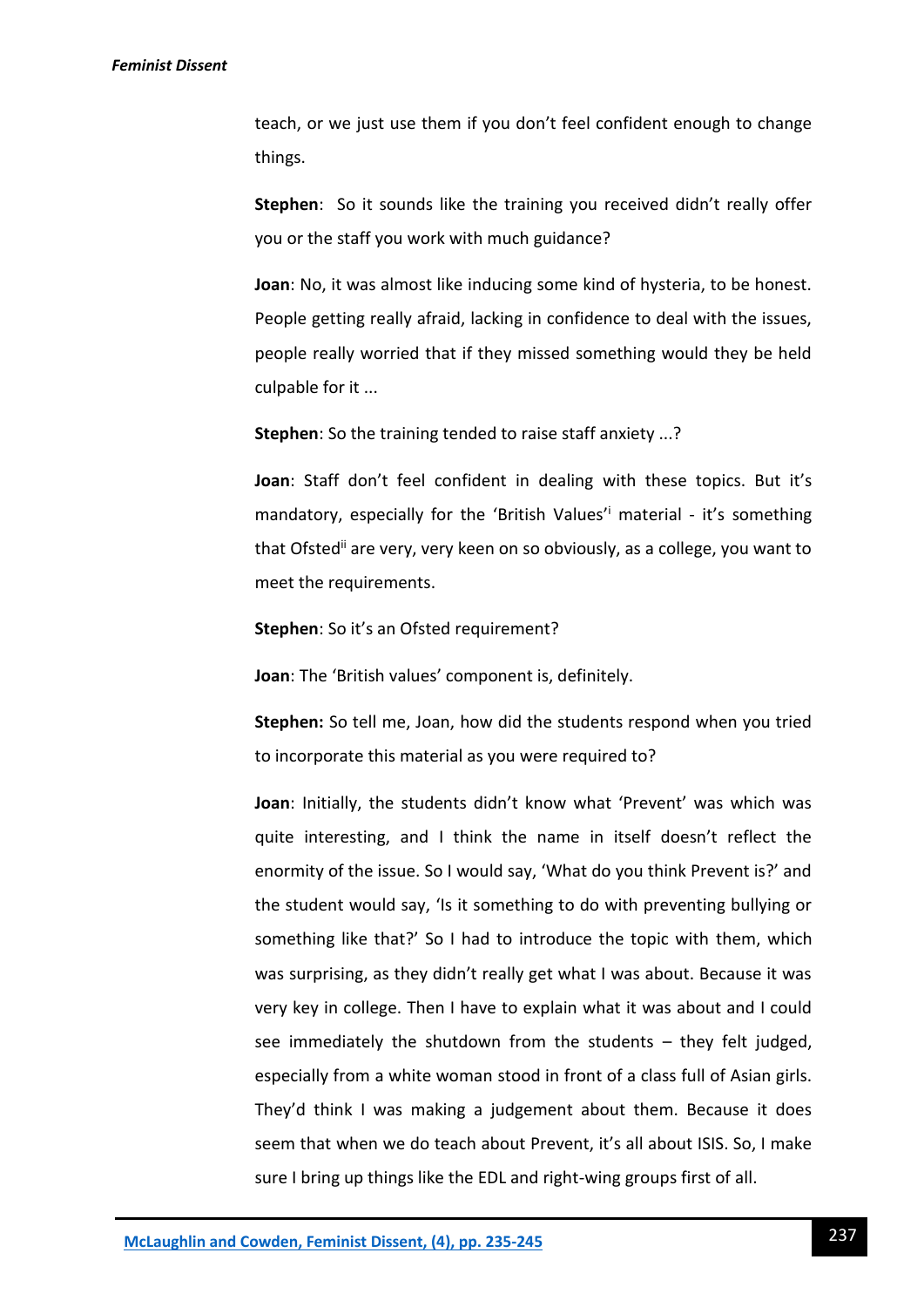teach, or we just use them if you don't feel confident enough to change things.

**Stephen**: So it sounds like the training you received didn't really offer you or the staff you work with much guidance?

**Joan**: No, it was almost like inducing some kind of hysteria, to be honest. People getting really afraid, lacking in confidence to deal with the issues, people really worried that if they missed something would they be held culpable for it ...

**Stephen**: So the training tended to raise staff anxiety ...?

**Joan**: Staff don't feel confident in dealing with these topics. But it's mandatory, especially for the 'British Values'[i] material - it's something that Ofsted[ii] are very, very keen on so obviously, as a college, you want to meet the requirements.

**Stephen**: So it's an Ofsted requirement?

**Joan**: The 'British values' component is, definitely.

**Stephen:** So tell me, Joan, how did the students respond when you tried to incorporate this material as you were required to?

**Joan**: Initially, the students didn't know what 'Prevent' was which was quite interesting, and I think the name in itself doesn't reflect the enormity of the issue. So I would say, 'What do you think Prevent is?' and the student would say, 'Is it something to do with preventing bullying or something like that?' So I had to introduce the topic with them, which was surprising, as they didn't really get what I was about. Because it was very key in college. Then I have to explain what it was about and I could see immediately the shutdown from the students – they felt judged, especially from a white woman stood in front of a class full of Asian girls. They'd think I was making a judgement about them. Because it does seem that when we do teach about Prevent, it's all about ISIS. So, I make sure I bring up things like the EDL and right-wing groups first of all.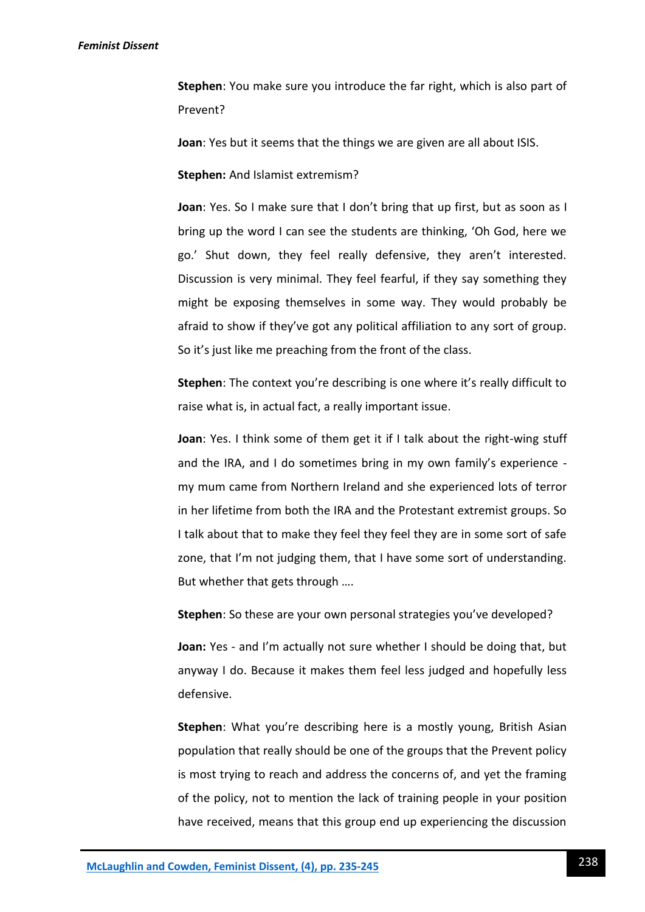**Stephen**: You make sure you introduce the far right, which is also part of Prevent?

**Joan**: Yes but it seems that the things we are given are all about ISIS.

**Stephen:** And Islamist extremism?

**Joan**: Yes. So I make sure that I don't bring that up first, but as soon as I bring up the word I can see the students are thinking, 'Oh God, here we go.' Shut down, they feel really defensive, they aren't interested. Discussion is very minimal. They feel fearful, if they say something they might be exposing themselves in some way. They would probably be afraid to show if they've got any political affiliation to any sort of group. So it's just like me preaching from the front of the class.

**Stephen**: The context you're describing is one where it's really difficult to raise what is, in actual fact, a really important issue.

**Joan**: Yes. I think some of them get it if I talk about the right-wing stuff and the IRA, and I do sometimes bring in my own family's experience - my mum came from Northern Ireland and she experienced lots of terror in her lifetime from both the IRA and the Protestant extremist groups. So I talk about that to make they feel they feel they are in some sort of safe zone, that I'm not judging them, that I have some sort of understanding. But whether that gets through ….

**Stephen**: So these are your own personal strategies you've developed?

**Joan:** Yes - and I'm actually not sure whether I should be doing that, but anyway I do. Because it makes them feel less judged and hopefully less defensive.

**Stephen**: What you're describing here is a mostly young, British Asian population that really should be one of the groups that the Prevent policy is most trying to reach and address the concerns of, and yet the framing of the policy, not to mention the lack of training people in your position have received, means that this group end up experiencing the discussion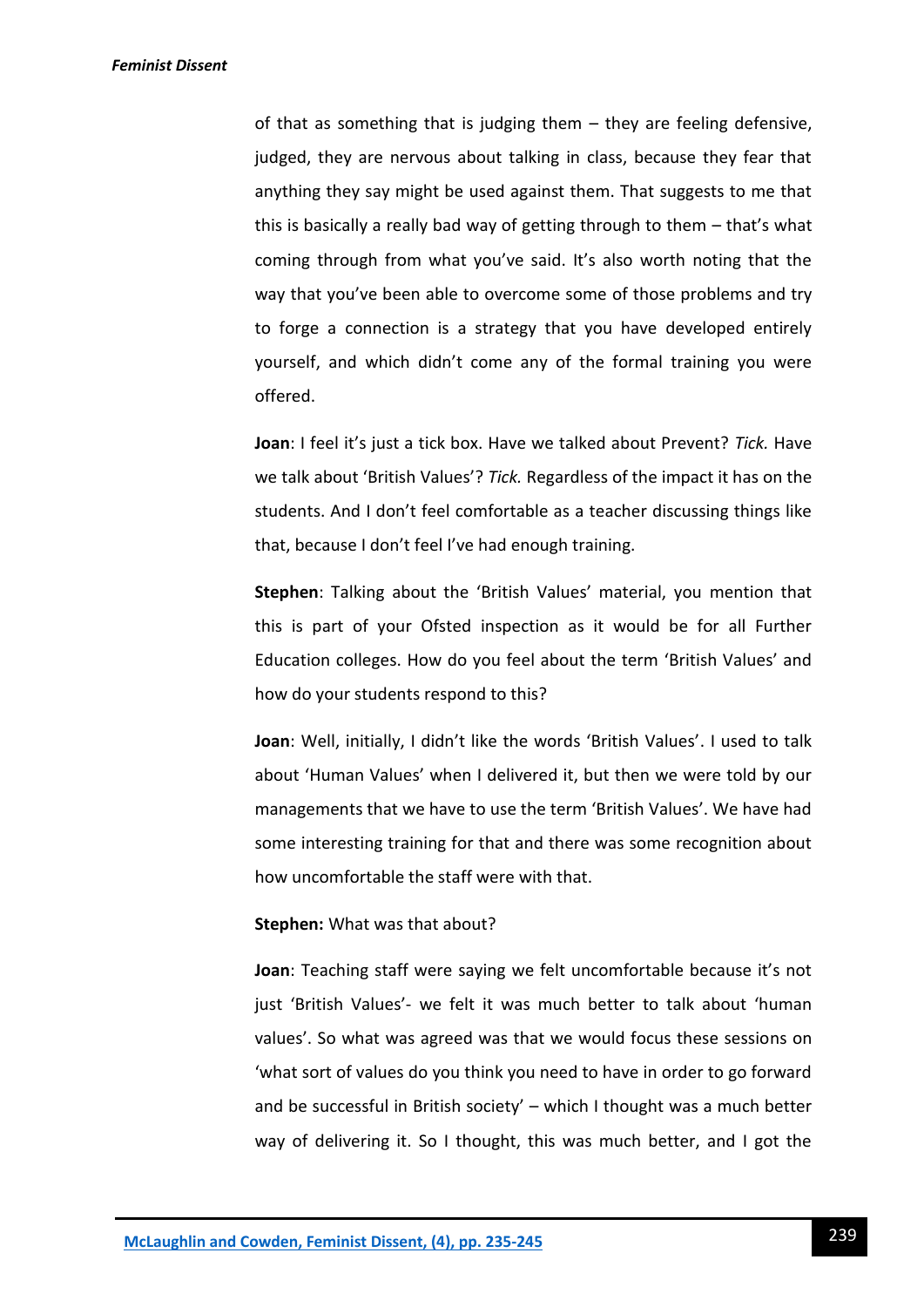of that as something that is judging them – they are feeling defensive, judged, they are nervous about talking in class, because they fear that anything they say might be used against them. That suggests to me that this is basically a really bad way of getting through to them – that's what coming through from what you've said. It's also worth noting that the way that you've been able to overcome some of those problems and try to forge a connection is a strategy that you have developed entirely yourself, and which didn't come any of the formal training you were offered.

**Joan**: I feel it's just a tick box. Have we talked about Prevent? *Tick.* Have we talk about 'British Values'? *Tick.* Regardless of the impact it has on the students. And I don't feel comfortable as a teacher discussing things like that, because I don't feel I've had enough training.

**Stephen**: Talking about the 'British Values' material, you mention that this is part of your Ofsted inspection as it would be for all Further Education colleges. How do you feel about the term 'British Values' and how do your students respond to this?

**Joan**: Well, initially, I didn't like the words 'British Values'. I used to talk about 'Human Values' when I delivered it, but then we were told by our managements that we have to use the term 'British Values'. We have had some interesting training for that and there was some recognition about how uncomfortable the staff were with that.

**Stephen:** What was that about?

**Joan**: Teaching staff were saying we felt uncomfortable because it's not just 'British Values'- we felt it was much better to talk about 'human values'. So what was agreed was that we would focus these sessions on 'what sort of values do you think you need to have in order to go forward and be successful in British society' – which I thought was a much better way of delivering it. So I thought, this was much better, and I got the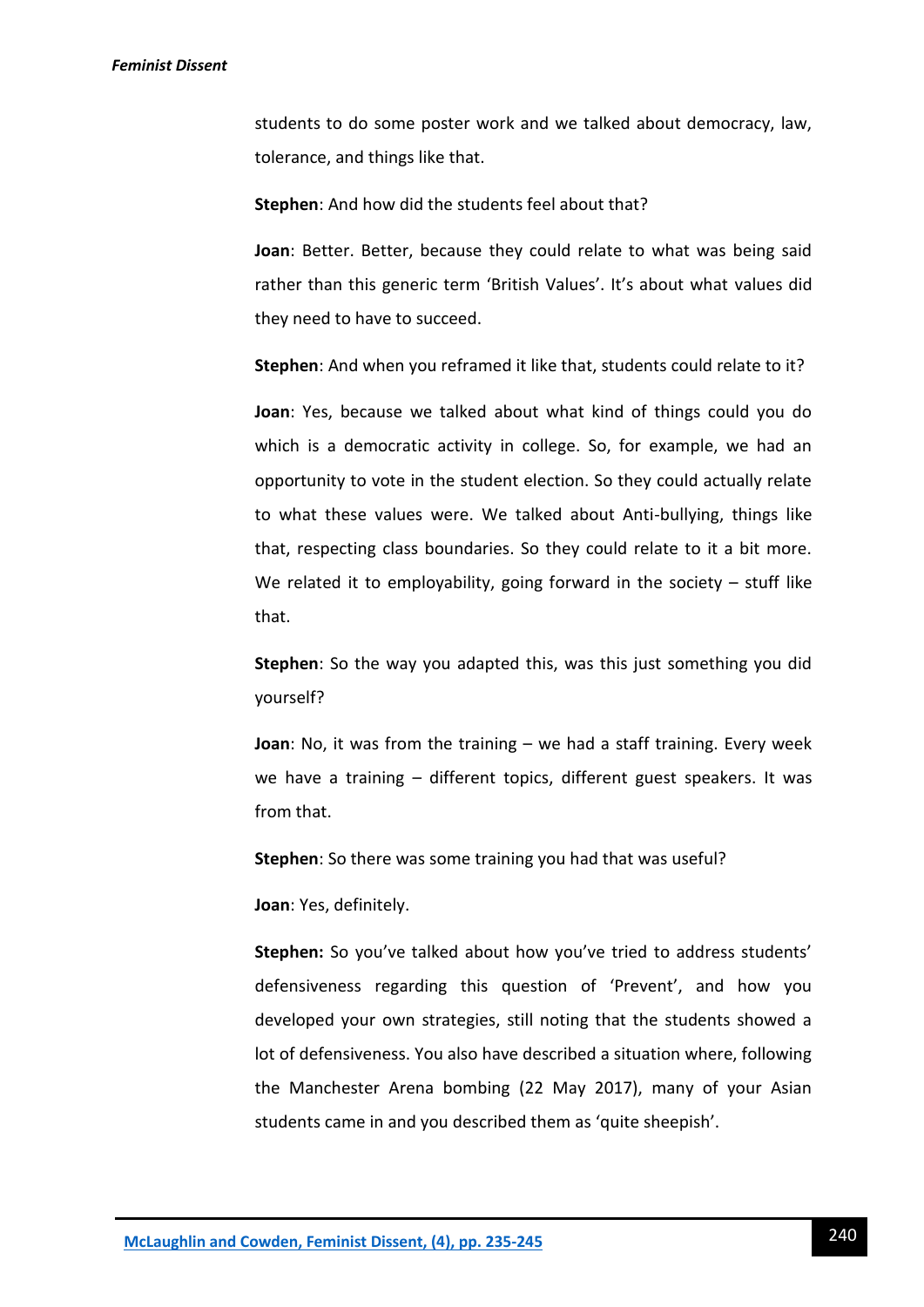students to do some poster work and we talked about democracy, law, tolerance, and things like that.

**Stephen**: And how did the students feel about that?

**Joan**: Better. Better, because they could relate to what was being said rather than this generic term 'British Values'. It's about what values did they need to have to succeed.

**Stephen**: And when you reframed it like that, students could relate to it?

**Joan**: Yes, because we talked about what kind of things could you do which is a democratic activity in college. So, for example, we had an opportunity to vote in the student election. So they could actually relate to what these values were. We talked about Anti-bullying, things like that, respecting class boundaries. So they could relate to it a bit more. We related it to employability, going forward in the society – stuff like that.

**Stephen**: So the way you adapted this, was this just something you did yourself?

**Joan**: No, it was from the training – we had a staff training. Every week we have a training – different topics, different guest speakers. It was from that.

**Stephen**: So there was some training you had that was useful?

**Joan**: Yes, definitely.

**Stephen:** So you've talked about how you've tried to address students' defensiveness regarding this question of 'Prevent', and how you developed your own strategies, still noting that the students showed a lot of defensiveness. You also have described a situation where, following the Manchester Arena bombing (22 May 2017), many of your Asian students came in and you described them as 'quite sheepish'.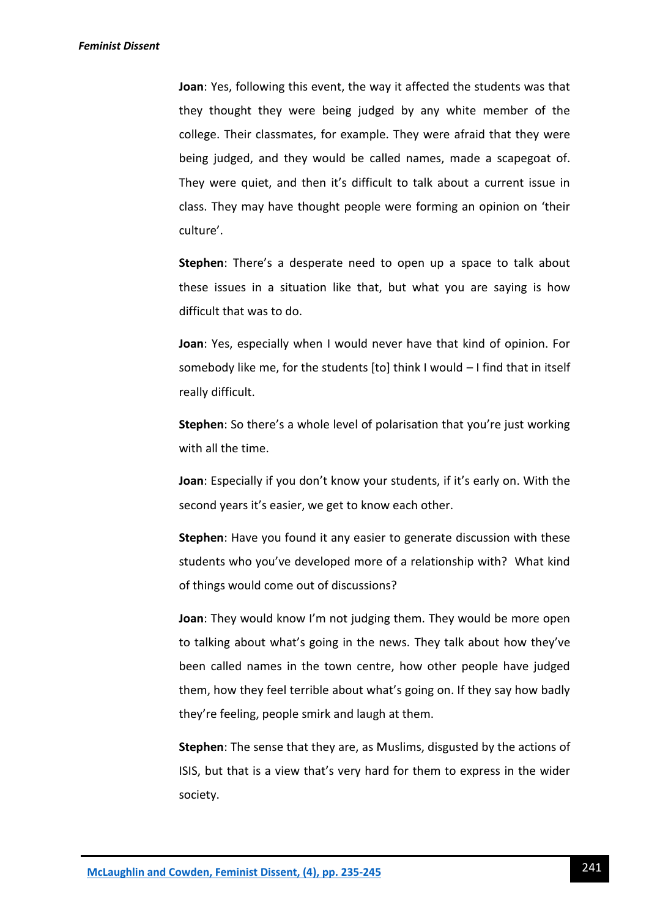**Joan**: Yes, following this event, the way it affected the students was that they thought they were being judged by any white member of the college. Their classmates, for example. They were afraid that they were being judged, and they would be called names, made a scapegoat of. They were quiet, and then it's difficult to talk about a current issue in class. They may have thought people were forming an opinion on 'their culture'.

**Stephen**: There's a desperate need to open up a space to talk about these issues in a situation like that, but what you are saying is how difficult that was to do.

**Joan**: Yes, especially when I would never have that kind of opinion. For somebody like me, for the students [to] think I would – I find that in itself really difficult.

**Stephen**: So there's a whole level of polarisation that you're just working with all the time.

**Joan**: Especially if you don't know your students, if it's early on. With the second years it's easier, we get to know each other.

**Stephen**: Have you found it any easier to generate discussion with these students who you've developed more of a relationship with? What kind of things would come out of discussions?

**Joan**: They would know I'm not judging them. They would be more open to talking about what's going in the news. They talk about how they've been called names in the town centre, how other people have judged them, how they feel terrible about what's going on. If they say how badly they're feeling, people smirk and laugh at them.

**Stephen**: The sense that they are, as Muslims, disgusted by the actions of ISIS, but that is a view that's very hard for them to express in the wider society.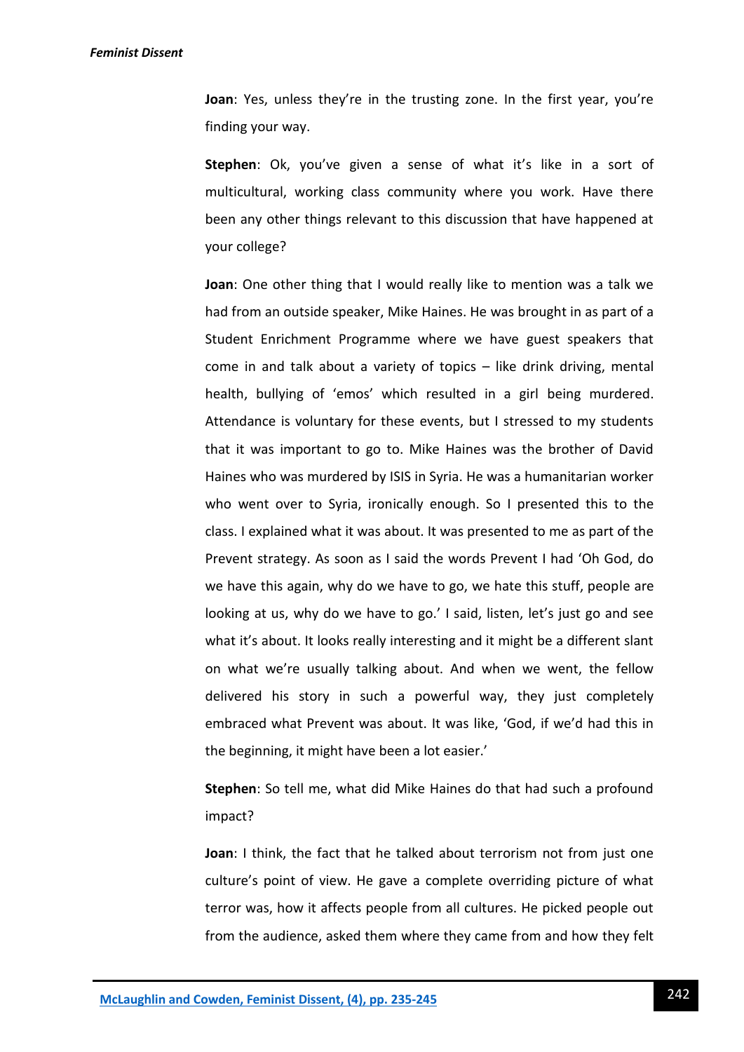**Joan**: Yes, unless they're in the trusting zone. In the first year, you're finding your way.

**Stephen**: Ok, you've given a sense of what it's like in a sort of multicultural, working class community where you work. Have there been any other things relevant to this discussion that have happened at your college?

**Joan**: One other thing that I would really like to mention was a talk we had from an outside speaker, Mike Haines. He was brought in as part of a Student Enrichment Programme where we have guest speakers that come in and talk about a variety of topics – like drink driving, mental health, bullying of 'emos' which resulted in a girl being murdered. Attendance is voluntary for these events, but I stressed to my students that it was important to go to. Mike Haines was the brother of David Haines who was murdered by ISIS in Syria. He was a humanitarian worker who went over to Syria, ironically enough. So I presented this to the class. I explained what it was about. It was presented to me as part of the Prevent strategy. As soon as I said the words Prevent I had 'Oh God, do we have this again, why do we have to go, we hate this stuff, people are looking at us, why do we have to go.' I said, listen, let's just go and see what it's about. It looks really interesting and it might be a different slant on what we're usually talking about. And when we went, the fellow delivered his story in such a powerful way, they just completely embraced what Prevent was about. It was like, 'God, if we'd had this in the beginning, it might have been a lot easier.'

**Stephen**: So tell me, what did Mike Haines do that had such a profound impact?

**Joan**: I think, the fact that he talked about terrorism not from just one culture's point of view. He gave a complete overriding picture of what terror was, how it affects people from all cultures. He picked people out from the audience, asked them where they came from and how they felt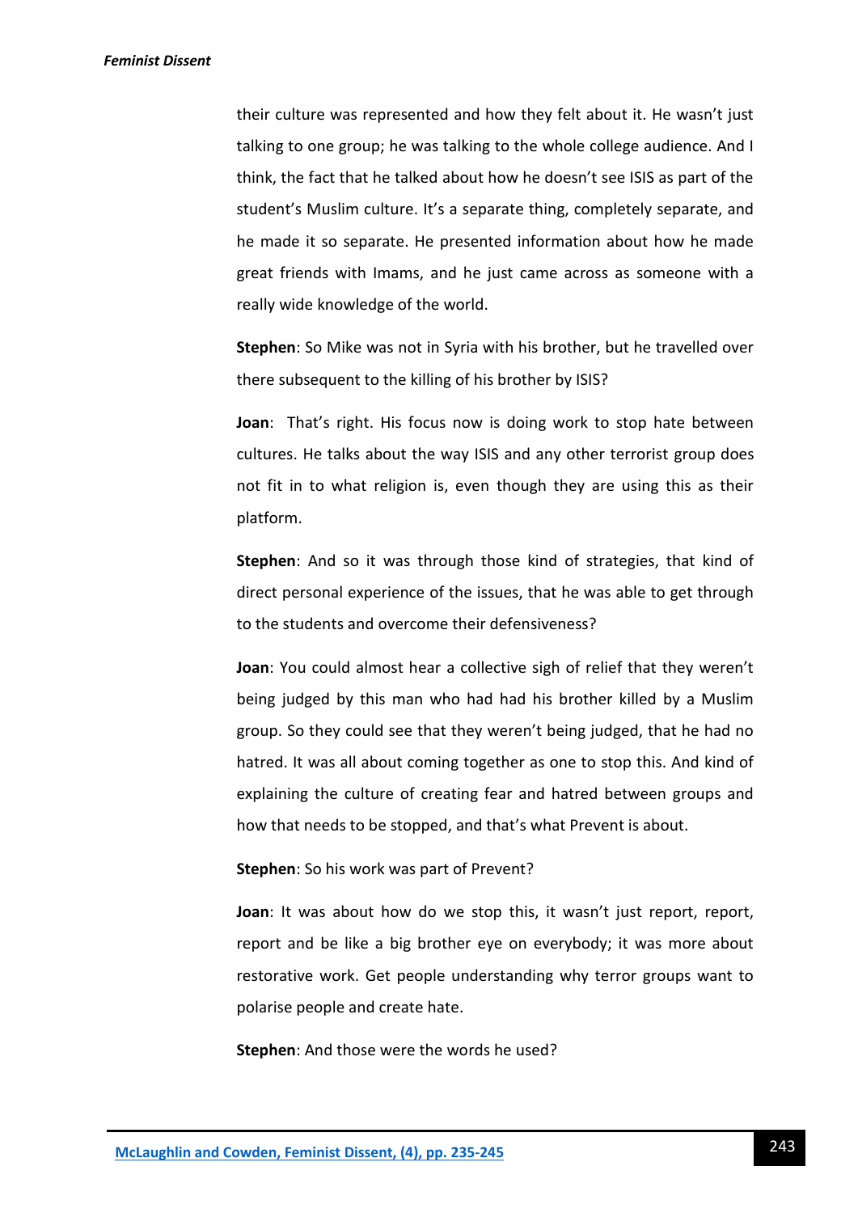their culture was represented and how they felt about it. He wasn't just talking to one group; he was talking to the whole college audience. And I think, the fact that he talked about how he doesn't see ISIS as part of the student's Muslim culture. It's a separate thing, completely separate, and he made it so separate. He presented information about how he made great friends with Imams, and he just came across as someone with a really wide knowledge of the world.

**Stephen**: So Mike was not in Syria with his brother, but he travelled over there subsequent to the killing of his brother by ISIS?

**Joan**: That's right. His focus now is doing work to stop hate between cultures. He talks about the way ISIS and any other terrorist group does not fit in to what religion is, even though they are using this as their platform.

**Stephen**: And so it was through those kind of strategies, that kind of direct personal experience of the issues, that he was able to get through to the students and overcome their defensiveness?

**Joan**: You could almost hear a collective sigh of relief that they weren't being judged by this man who had had his brother killed by a Muslim group. So they could see that they weren't being judged, that he had no hatred. It was all about coming together as one to stop this. And kind of explaining the culture of creating fear and hatred between groups and how that needs to be stopped, and that's what Prevent is about.

**Stephen**: So his work was part of Prevent?

**Joan**: It was about how do we stop this, it wasn't just report, report, report and be like a big brother eye on everybody; it was more about restorative work. Get people understanding why terror groups want to polarise people and create hate.

**Stephen**: And those were the words he used?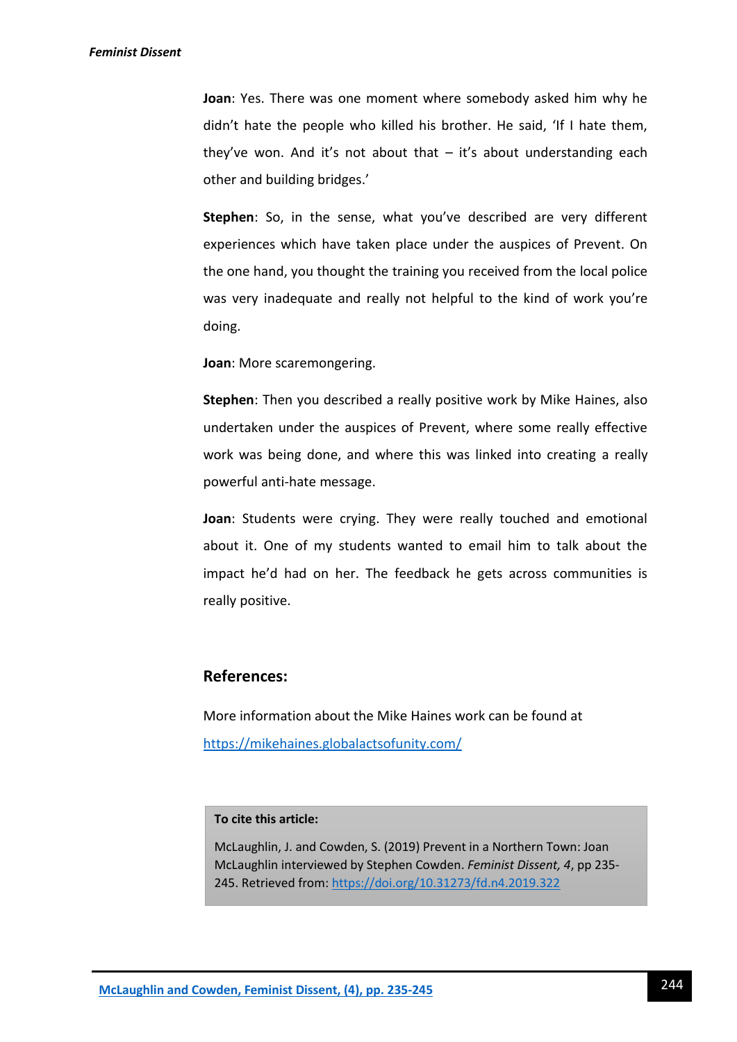**Joan**: Yes. There was one moment where somebody asked him why he didn't hate the people who killed his brother. He said, 'If I hate them, they've won. And it's not about that – it's about understanding each other and building bridges.'

**Stephen**: So, in the sense, what you've described are very different experiences which have taken place under the auspices of Prevent. On the one hand, you thought the training you received from the local police was very inadequate and really not helpful to the kind of work you're doing.

**Joan**: More scaremongering.

**Stephen**: Then you described a really positive work by Mike Haines, also undertaken under the auspices of Prevent, where some really effective work was being done, and where this was linked into creating a really powerful anti-hate message.

**Joan**: Students were crying. They were really touched and emotional about it. One of my students wanted to email him to talk about the impact he'd had on her. The feedback he gets across communities is really positive.

## References:

More information about the Mike Haines work can be found at https://mikehaines.globalactsofunity.com/

**To cite this article:**

McLaughlin, J. and Cowden, S. (2019) Prevent in a Northern Town: Joan McLaughlin interviewed by Stephen Cowden. *Feminist Dissent, 4*, pp 235-245. Retrieved from: https://doi.org/10.31273/fd.n4.2019.322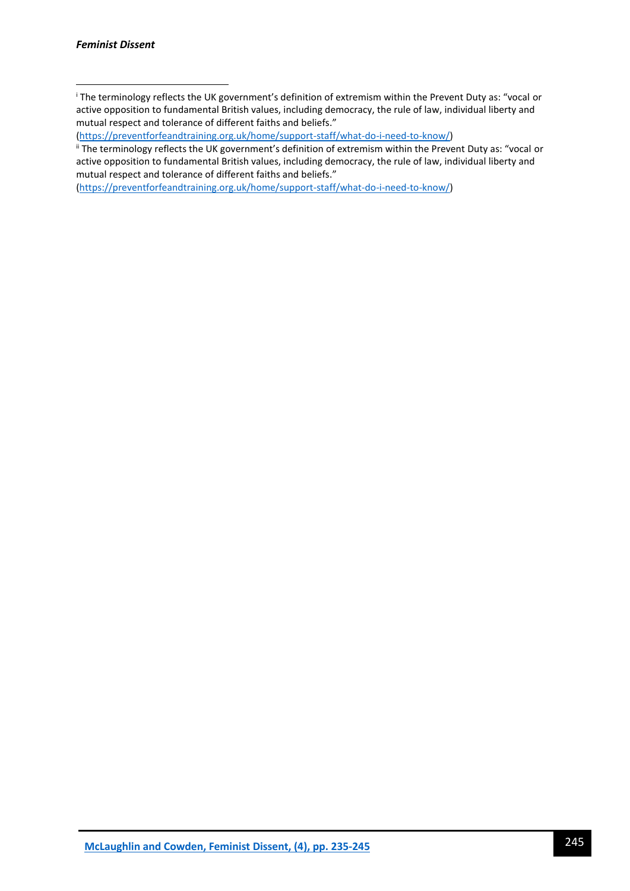[i] The terminology reflects the UK government's definition of extremism within the Prevent Duty as: "vocal or active opposition to fundamental British values, including democracy, the rule of law, individual liberty and mutual respect and tolerance of different faiths and beliefs."
(https://preventforfeandtraining.org.uk/home/support-staff/what-do-i-need-to-know/)

[ii] The terminology reflects the UK government's definition of extremism within the Prevent Duty as: "vocal or active opposition to fundamental British values, including democracy, the rule of law, individual liberty and mutual respect and tolerance of different faiths and beliefs."
(https://preventforfeandtraining.org.uk/home/support-staff/what-do-i-need-to-know/)